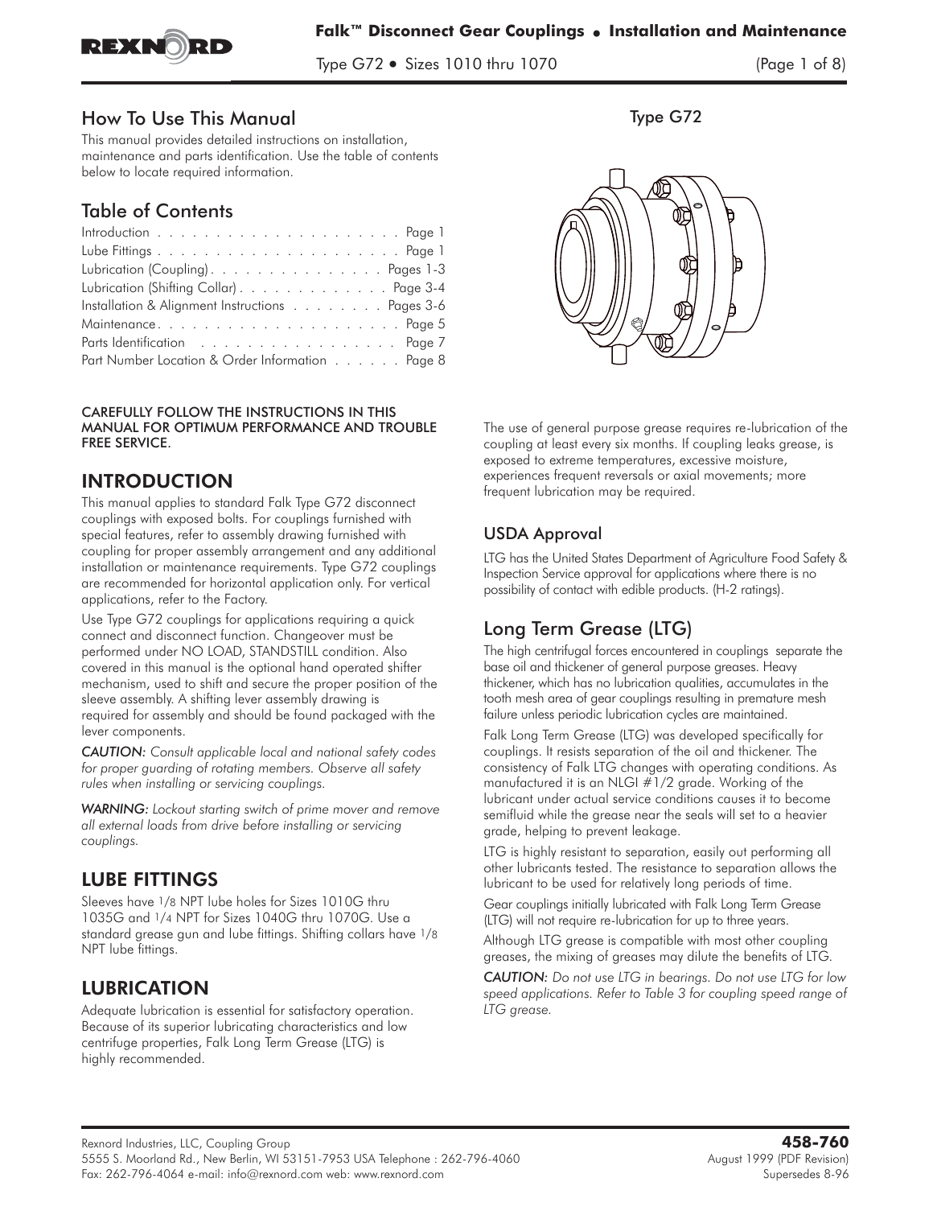# How To Use This Manual

This manual provides detailed instructions on installation, maintenance and parts identification. Use the table of contents below to locate required information.

## Table of Contents

| | |
|---|---|
| Introduction | Page 1 |
| Lube Fittings | Page 1 |
| Lubrication (Coupling) | Pages 1-3 |
| Lubrication (Shifting Collar) | Page 3-4 |
| Installation & Alignment Instructions | Pages 3-6 |
| Maintenance | Page 5 |
| Parts Identification | Page 7 |
| Part Number Location & Order Information | Page 8 |

**CAREFULLY FOLLOW THE INSTRUCTIONS IN THIS MANUAL FOR OPTIMUM PERFORMANCE AND TROUBLE FREE SERVICE.**

## INTRODUCTION

This manual applies to standard Falk Type G72 disconnect couplings with exposed bolts. For couplings furnished with special features, refer to assembly drawing furnished with coupling for proper assembly arrangement and any additional installation or maintenance requirements. Type G72 couplings are recommended for horizontal application only. For vertical applications, refer to the Factory.

Use Type G72 couplings for applications requiring a quick connect and disconnect function. Changeover must be performed under NO LOAD, STANDSTILL condition. Also covered in this manual is the optional hand operated shifter mechanism, used to shift and secure the proper position of the sleeve assembly. A shifting lever assembly drawing is required for assembly and should be found packaged with the lever components.

*CAUTION: Consult applicable local and national safety codes for proper guarding of rotating members. Observe all safety rules when installing or servicing couplings.*

*WARNING: Lockout starting switch of prime mover and remove all external loads from drive before installing or servicing couplings.*

## LUBE FITTINGS

Sleeves have 1/8 NPT lube holes for Sizes 1010G thru 1035G and 1/4 NPT for Sizes 1040G thru 1070G. Use a standard grease gun and lube fittings. Shifting collars have 1/8 NPT lube fittings.

## LUBRICATION

Adequate lubrication is essential for satisfactory operation. Because of its superior lubricating characteristics and low centrifuge properties, Falk Long Term Grease (LTG) is highly recommended.

Type G72

The use of general purpose grease requires re-lubrication of the coupling at least every six months. If coupling leaks grease, is exposed to extreme temperatures, excessive moisture, experiences frequent reversals or axial movements; more frequent lubrication may be required.

### USDA Approval

LTG has the United States Department of Agriculture Food Safety & Inspection Service approval for applications where there is no possibility of contact with edible products. (H-2 ratings).

### Long Term Grease (LTG)

The high centrifugal forces encountered in couplings separate the base oil and thickener of general purpose greases. Heavy thickener, which has no lubrication qualities, accumulates in the tooth mesh area of gear couplings resulting in premature mesh failure unless periodic lubrication cycles are maintained.

Falk Long Term Grease (LTG) was developed specifically for couplings. It resists separation of the oil and thickener. The consistency of Falk LTG changes with operating conditions. As manufactured it is an NLGI #1/2 grade. Working of the lubricant under actual service conditions causes it to become semifluid while the grease near the seals will set to a heavier grade, helping to prevent leakage.

LTG is highly resistant to separation, easily out performing all other lubricants tested. The resistance to separation allows the lubricant to be used for relatively long periods of time.

Gear couplings initially lubricated with Falk Long Term Grease (LTG) will not require re-lubrication for up to three years.

Although LTG grease is compatible with most other coupling greases, the mixing of greases may dilute the benefits of LTG.

*CAUTION: Do not use LTG in bearings. Do not use LTG for low speed applications. Refer to Table 3 for coupling speed range of LTG grease.*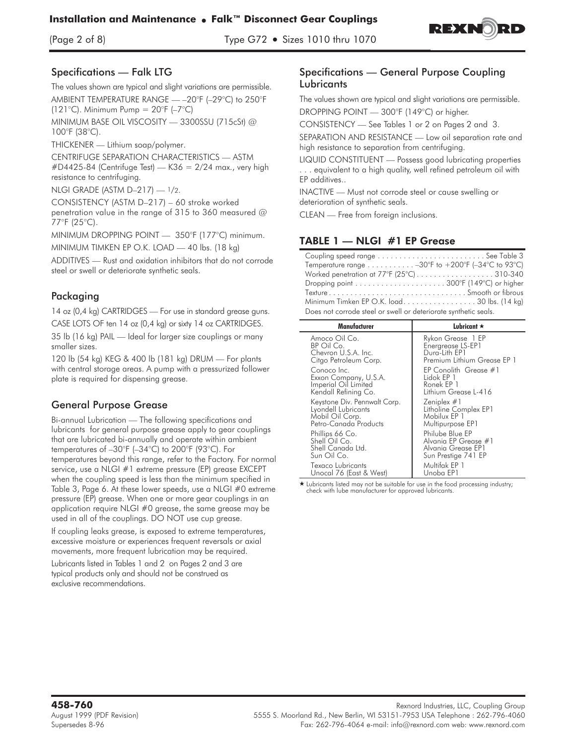## Specifications — Falk LTG

The values shown are typical and slight variations are permissible.

AMBIENT TEMPERATURE RANGE — –20°F (–29°C) to 250°F (121°C). Minimum Pump = 20°F (–7°C)

MINIMUM BASE OIL VISCOSITY — 3300SSU (715cSt) @ 100°F (38°C).

THICKENER — Lithium soap/polymer.

CENTRIFUGE SEPARATION CHARACTERISTICS — ASTM #D4425-84 (Centrifuge Test) — K36 = 2/24 max., very high resistance to centrifuging.

NLGI GRADE (ASTM D–217) — 1/2.

CONSISTENCY (ASTM D–217) – 60 stroke worked penetration value in the range of 315 to 360 measured @ 77°F (25°C).

MINIMUM DROPPING POINT — 350°F (177°C) minimum.

MINIMUM TIMKEN EP O.K. LOAD — 40 lbs. (18 kg)

ADDITIVES — Rust and oxidation inhibitors that do not corrode steel or swell or deteriorate synthetic seals.

## Packaging

14 oz (0,4 kg) CARTRIDGES — For use in standard grease guns.

CASE LOTS OF ten 14 oz (0,4 kg) or sixty 14 oz CARTRIDGES.

35 lb (16 kg) PAIL — Ideal for larger size couplings or many smaller sizes.

120 lb (54 kg) KEG & 400 lb (181 kg) DRUM — For plants with central storage areas. A pump with a pressurized follower plate is required for dispensing grease.

## General Purpose Grease

Bi-annual Lubrication — The following specifications and lubricants for general purpose grease apply to gear couplings that are lubricated bi-annually and operate within ambient temperatures of –30°F (–34°C) to 200°F (93°C). For temperatures beyond this range, refer to the Factory. For normal service, use a NLGI #1 extreme pressure (EP) grease EXCEPT when the coupling speed is less than the minimum specified in Table 3, Page 6. At these lower speeds, use a NLGI #0 extreme pressure (EP) grease. When one or more gear couplings in an application require NLGI #0 grease, the same grease may be used in all of the couplings. DO NOT use cup grease.

If coupling leaks grease, is exposed to extreme temperatures, excessive moisture or experiences frequent reversals or axial movements, more frequent lubrication may be required.

Lubricants listed in Tables 1 and 2 on Pages 2 and 3 are typical products only and should not be construed as exclusive recommendations.

## Specifications — General Purpose Coupling Lubricants

The values shown are typical and slight variations are permissible.

DROPPING POINT — 300°F (149°C) or higher.

CONSISTENCY — See Tables 1 or 2 on Pages 2 and 3.

SEPARATION AND RESISTANCE — Low oil separation rate and high resistance to separation from centrifuging.

LIQUID CONSTITUENT — Possess good lubricating properties . . . equivalent to a high quality, well refined petroleum oil with EP additives..

INACTIVE — Must not corrode steel or cause swelling or deterioration of synthetic seals.

CLEAN — Free from foreign inclusions.

## TABLE 1 — NLGI #1 EP Grease

Coupling speed range . . . . . . . . . . See Table 3
Temperature range . . . . . . . . . . –30°F to +200°F (–34°C to 93°C)
Worked penetration at 77°F (25°C) . . . . . . . . . . 310-340
Dropping point . . . . . . . . . . 300°F (149°C) or higher
Texture . . . . . . . . . . Smooth or fibrous
Minimum Timken EP O.K. load . . . . . . . . . . 30 lbs. (14 kg)
Does not corrode steel or swell or deteriorate synthetic seals.

| Manufacturer | Lubricant ★ |
|---|---|
| Amoco Oil Co. | Rykon Grease 1 EP |
| BP Oil Co. | Energrease LS-EP1 |
| Chevron U.S.A. Inc. | Dura-Lith EP1 |
| Citgo Petroleum Corp. | Premium Lithium Grease EP 1 |
| Conoco Inc. | EP Conolith Grease #1 |
| Exxon Company, U.S.A. | Lidok EP 1 |
| Imperial Oil Limited | Ronek EP 1 |
| Kendall Refining Co. | Lithium Grease L-416 |
| Keystone Div. Pennwalt Corp. | Zeniplex #1 |
| Lyondell Lubricants | Litholine Complex EP1 |
| Mobil Oil Corp. | Mobilux EP 1 |
| Petro-Canada Products | Multipurpose EP1 |
| Phillips 66 Co. | Philube Blue EP |
| Shell Oil Co. | Alvania EP Grease #1 |
| Shell Canada Ltd. | Alvania Grease EP1 |
| Sun Oil Co. | Sun Prestige 741 EP |
| Texaco Lubricants | Multifak EP 1 |
| Unocal 76 (East & West) | Unoba EP1 |

★ Lubricants listed may not be suitable for use in the food processing industry; check with lube manufacturer for approved lubricants.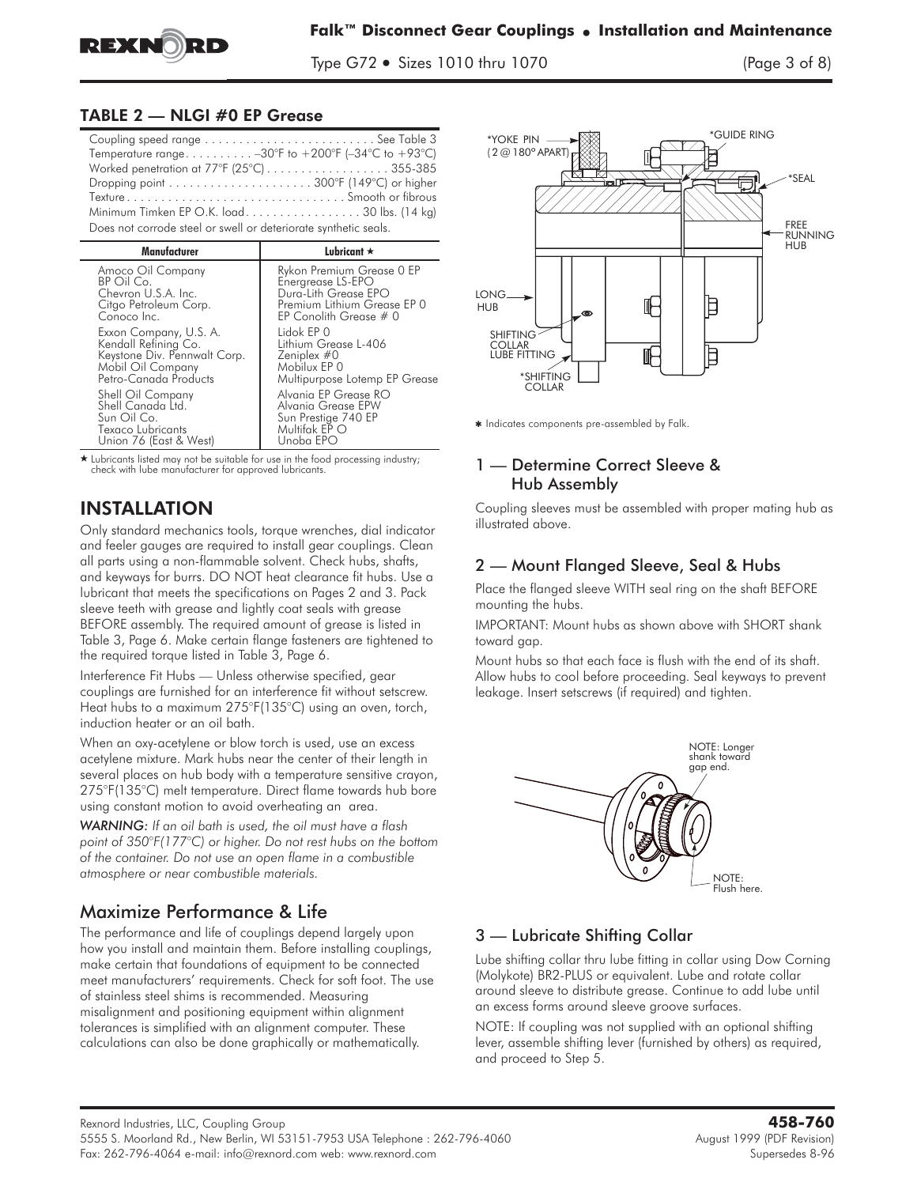## TABLE 2 — NLGI #0 EP Grease

Coupling speed range . . . . . . . . . . . . . . . . . . . . . . . . . See Table 3
Temperature range. . . . . . . . . . –30°F to +200°F (–34°C to +93°C)
Worked penetration at 77°F (25°C) . . . . . . . . . . . . . . . . . . 355-385
Dropping point . . . . . . . . . . . . . . . . . . . . . 300°F (149°C) or higher
Texture . . . . . . . . . . . . . . . . . . . . . . . . . . . . . . . . Smooth or fibrous
Minimum Timken EP O.K. load. . . . . . . . . . . . . . . . . . 30 lbs. (14 kg)
Does not corrode steel or swell or deteriorate synthetic seals.

| Manufacturer | Lubricant ★ |
|---|---|
| Amoco Oil Company | Rykon Premium Grease 0 EP |
| BP Oil Co. | Energrease LS-EPO |
| Chevron U.S.A. Inc. | Dura-Lith Grease EPO |
| Citgo Petroleum Corp. | Premium Lithium Grease EP 0 |
| Conoco Inc. | EP Conolith Grease # 0 |
| Exxon Company, U.S. A. | Lidok EP 0 |
| Kendall Refining Co. | Lithium Grease L-406 |
| Keystone Div. Pennwalt Corp. | Zeniplex #0 |
| Mobil Oil Company | Mobilux EP 0 |
| Petro-Canada Products | Multipurpose Lotemp EP Grease |
| Shell Oil Company | Alvania EP Grease RO |
| Shell Canada Ltd. | Alvania Grease EPW |
| Sun Oil Co. | Sun Prestige 740 EP |
| Texaco Lubricants | Multifak EP O |
| Union 76 (East & West) | Unoba EPO |

★ Lubricants listed may not be suitable for use in the food processing industry; check with lube manufacturer for approved lubricants.

## INSTALLATION

Only standard mechanics tools, torque wrenches, dial indicator and feeler gauges are required to install gear couplings. Clean all parts using a non-flammable solvent. Check hubs, shafts, and keyways for burrs. DO NOT heat clearance fit hubs. Use a lubricant that meets the specifications on Pages 2 and 3. Pack sleeve teeth with grease and lightly coat seals with grease BEFORE assembly. The required amount of grease is listed in Table 3, Page 6. Make certain flange fasteners are tightened to the required torque listed in Table 3, Page 6.

Interference Fit Hubs — Unless otherwise specified, gear couplings are furnished for an interference fit without setscrew. Heat hubs to a maximum 275°F(135°C) using an oven, torch, induction heater or an oil bath.

When an oxy-acetylene or blow torch is used, use an excess acetylene mixture. Mark hubs near the center of their length in several places on hub body with a temperature sensitive crayon, 275°F(135°C) melt temperature. Direct flame towards hub bore using constant motion to avoid overheating an area.

*WARNING: If an oil bath is used, the oil must have a flash point of 350°F(177°C) or higher. Do not rest hubs on the bottom of the container. Do not use an open flame in a combustible atmosphere or near combustible materials.*

## Maximize Performance & Life

The performance and life of couplings depend largely upon how you install and maintain them. Before installing couplings, make certain that foundations of equipment to be connected meet manufacturers' requirements. Check for soft foot. The use of stainless steel shims is recommended. Measuring misalignment and positioning equipment within alignment tolerances is simplified with an alignment computer. These calculations can also be done graphically or mathematically.

*YOKE PIN (2 @ 180° APART) — *GUIDE RING — *SEAL — FREE RUNNING HUB — LONG HUB — SHIFTING COLLAR LUBE FITTING — *SHIFTING COLLAR

✱ Indicates components pre-assembled by Falk.

## 1 — Determine Correct Sleeve & Hub Assembly

Coupling sleeves must be assembled with proper mating hub as illustrated above.

## 2 — Mount Flanged Sleeve, Seal & Hubs

Place the flanged sleeve WITH seal ring on the shaft BEFORE mounting the hubs.

IMPORTANT: Mount hubs as shown above with SHORT shank toward gap.

Mount hubs so that each face is flush with the end of its shaft. Allow hubs to cool before proceeding. Seal keyways to prevent leakage. Insert setscrews (if required) and tighten.

NOTE: Longer shank toward gap end.

NOTE: Flush here.

## 3 — Lubricate Shifting Collar

Lube shifting collar thru lube fitting in collar using Dow Corning (Molykote) BR2-PLUS or equivalent. Lube and rotate collar around sleeve to distribute grease. Continue to add lube until an excess forms around sleeve groove surfaces.

NOTE: If coupling was not supplied with an optional shifting lever, assemble shifting lever (furnished by others) as required, and proceed to Step 5.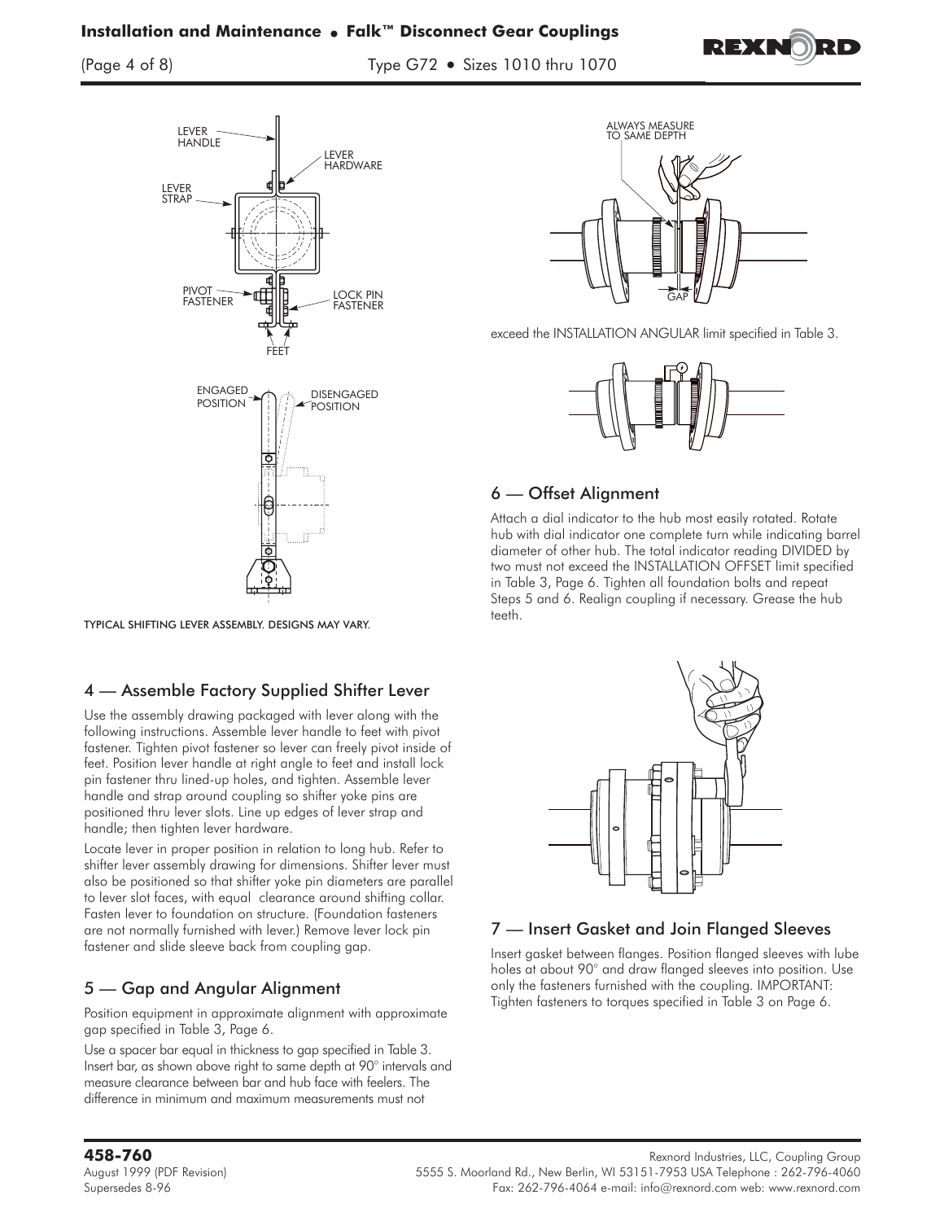LEVER HANDLE

LEVER HARDWARE

LEVER STRAP

PIVOT FASTENER

LOCK PIN FASTENER

FEET

ENGAGED POSITION

DISENGAGED POSITION

TYPICAL SHIFTING LEVER ASSEMBLY. DESIGNS MAY VARY.

## 4 — Assemble Factory Supplied Shifter Lever

Use the assembly drawing packaged with lever along with the following instructions. Assemble lever handle to feet with pivot fastener. Tighten pivot fastener so lever can freely pivot inside of feet. Position lever handle at right angle to feet and install lock pin fastener thru lined-up holes, and tighten. Assemble lever handle and strap around coupling so shifter yoke pins are positioned thru lever slots. Line up edges of lever strap and handle; then tighten lever hardware.

Locate lever in proper position in relation to long hub. Refer to shifter lever assembly drawing for dimensions. Shifter lever must also be positioned so that shifter yoke pin diameters are parallel to lever slot faces, with equal clearance around shifting collar. Fasten lever to foundation on structure. (Foundation fasteners are not normally furnished with lever.) Remove lever lock pin fastener and slide sleeve back from coupling gap.

## 5 — Gap and Angular Alignment

Position equipment in approximate alignment with approximate gap specified in Table 3, Page 6.

Use a spacer bar equal in thickness to gap specified in Table 3. Insert bar, as shown above right to same depth at 90° intervals and measure clearance between bar and hub face with feelers. The difference in minimum and maximum measurements must not exceed the INSTALLATION ANGULAR limit specified in Table 3.

ALWAYS MEASURE TO SAME DEPTH

GAP

## 6 — Offset Alignment

Attach a dial indicator to the hub most easily rotated. Rotate hub with dial indicator one complete turn while indicating barrel diameter of other hub. The total indicator reading DIVIDED by two must not exceed the INSTALLATION OFFSET limit specified in Table 3, Page 6. Tighten all foundation bolts and repeat Steps 5 and 6. Realign coupling if necessary. Grease the hub teeth.

## 7 — Insert Gasket and Join Flanged Sleeves

Insert gasket between flanges. Position flanged sleeves with lube holes at about 90° and draw flanged sleeves into position. Use only the fasteners furnished with the coupling. IMPORTANT: Tighten fasteners to torques specified in Table 3 on Page 6.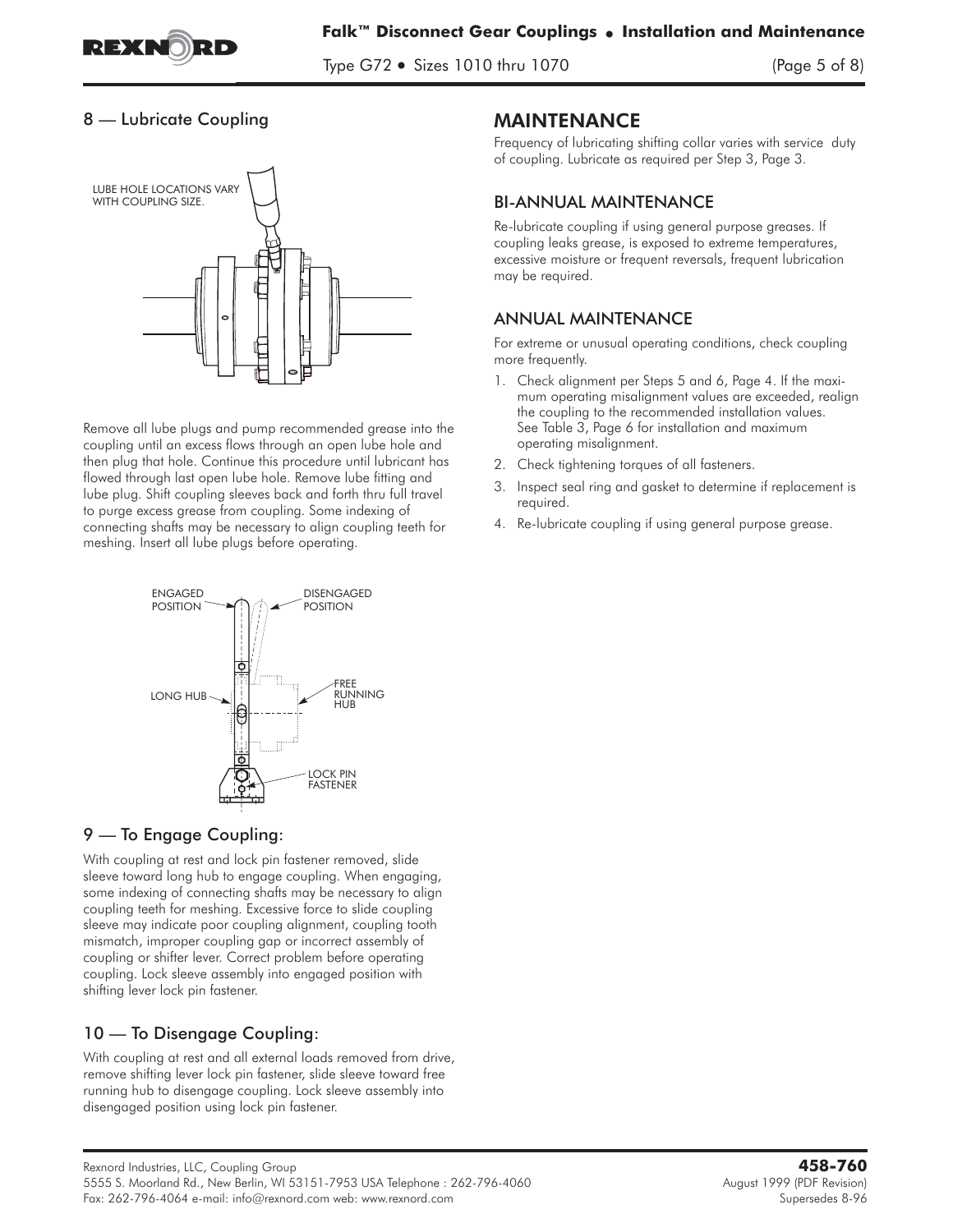## 8 — Lubricate Coupling

LUBE HOLE LOCATIONS VARY WITH COUPLING SIZE.

Remove all lube plugs and pump recommended grease into the coupling until an excess flows through an open lube hole and then plug that hole. Continue this procedure until lubricant has flowed through last open lube hole. Remove lube fitting and lube plug. Shift coupling sleeves back and forth thru full travel to purge excess grease from coupling. Some indexing of connecting shafts may be necessary to align coupling teeth for meshing. Insert all lube plugs before operating.

ENGAGED POSITION
DISENGAGED POSITION
LONG HUB
FREE RUNNING HUB
LOCK PIN FASTENER

## 9 — To Engage Coupling:

With coupling at rest and lock pin fastener removed, slide sleeve toward long hub to engage coupling. When engaging, some indexing of connecting shafts may be necessary to align coupling teeth for meshing. Excessive force to slide coupling sleeve may indicate poor coupling alignment, coupling tooth mismatch, improper coupling gap or incorrect assembly of coupling or shifter lever. Correct problem before operating coupling. Lock sleeve assembly into engaged position with shifting lever lock pin fastener.

## 10 — To Disengage Coupling:

With coupling at rest and all external loads removed from drive, remove shifting lever lock pin fastener, slide sleeve toward free running hub to disengage coupling. Lock sleeve assembly into disengaged position using lock pin fastener.

# MAINTENANCE

Frequency of lubricating shifting collar varies with service duty of coupling. Lubricate as required per Step 3, Page 3.

## BI-ANNUAL MAINTENANCE

Re-lubricate coupling if using general purpose greases. If coupling leaks grease, is exposed to extreme temperatures, excessive moisture or frequent reversals, frequent lubrication may be required.

## ANNUAL MAINTENANCE

For extreme or unusual operating conditions, check coupling more frequently.

1. Check alignment per Steps 5 and 6, Page 4. If the maximum operating misalignment values are exceeded, realign the coupling to the recommended installation values. See Table 3, Page 6 for installation and maximum operating misalignment.
2. Check tightening torques of all fasteners.
3. Inspect seal ring and gasket to determine if replacement is required.
4. Re-lubricate coupling if using general purpose grease.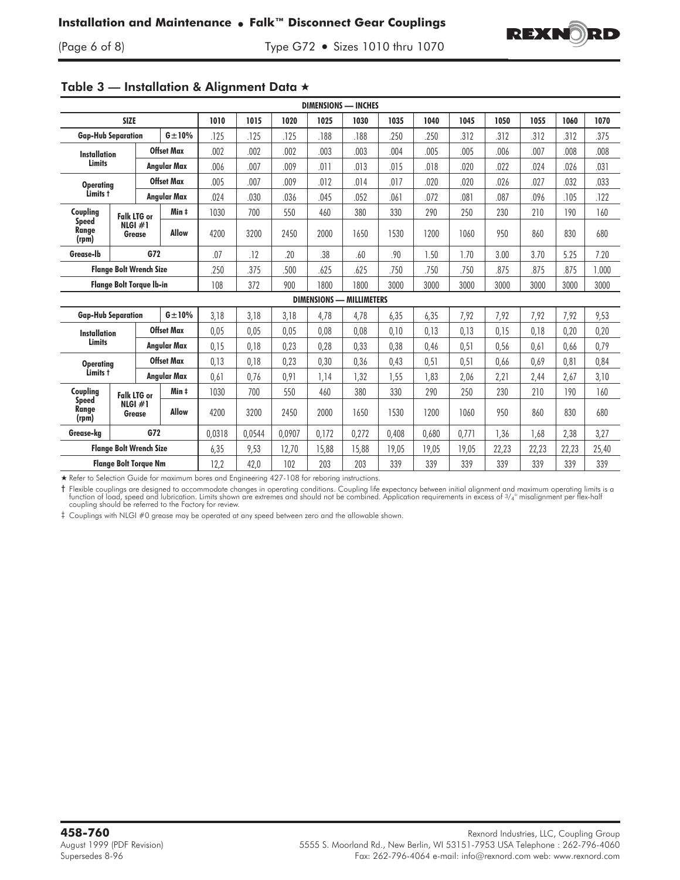## Table 3 — Installation & Alignment Data ★

| SIZE | | | 1010 | 1015 | 1020 | 1025 | 1030 | 1035 | 1040 | 1045 | 1050 | 1055 | 1060 | 1070 |
|---|---|---|---|---|---|---|---|---|---|---|---|---|---|---|
| **DIMENSIONS — INCHES** | | | | | | | | | | | | | | |
| Gap-Hub Separation | | G ±10% | .125 | .125 | .125 | .188 | .188 | .250 | .250 | .312 | .312 | .312 | .312 | .375 |
| Installation Limits | | Offset Max | .002 | .002 | .002 | .003 | .003 | .004 | .005 | .005 | .006 | .007 | .008 | .008 |
| | | Angular Max | .006 | .007 | .009 | .011 | .013 | .015 | .018 | .020 | .022 | .024 | .026 | .031 |
| Operating Limits † | | Offset Max | .005 | .007 | .009 | .012 | .014 | .017 | .020 | .020 | .026 | .027 | .032 | .033 |
| | | Angular Max | .024 | .030 | .036 | .045 | .052 | .061 | .072 | .081 | .087 | .096 | .105 | .122 |
| Coupling Speed Range (rpm) | Falk LTG or NLGI #1 Grease | Min ‡ | 1030 | 700 | 550 | 460 | 380 | 330 | 290 | 250 | 230 | 210 | 190 | 160 |
| | | Allow | 4200 | 3200 | 2450 | 2000 | 1650 | 1530 | 1200 | 1060 | 950 | 860 | 830 | 680 |
| Grease-lb | G72 | | .07 | .12 | .20 | .38 | .60 | .90 | 1.50 | 1.70 | 3.00 | 3.70 | 5.25 | 7.20 |
| Flange Bolt Wrench Size | | | .250 | .375 | .500 | .625 | .625 | .750 | .750 | .750 | .875 | .875 | .875 | 1.000 |
| Flange Bolt Torque lb-in | | | 108 | 372 | 900 | 1800 | 1800 | 3000 | 3000 | 3000 | 3000 | 3000 | 3000 | 3000 |
| **DIMENSIONS — MILLIMETERS** | | | | | | | | | | | | | | |
| Gap-Hub Separation | | G ±10% | 3,18 | 3,18 | 3,18 | 4,78 | 4,78 | 6,35 | 6,35 | 7,92 | 7,92 | 7,92 | 7,92 | 9,53 |
| Installation Limits | | Offset Max | 0,05 | 0,05 | 0,05 | 0,08 | 0,08 | 0,10 | 0,13 | 0,13 | 0,15 | 0,18 | 0,20 | 0,20 |
| | | Angular Max | 0,15 | 0,18 | 0,23 | 0,28 | 0,33 | 0,38 | 0,46 | 0,51 | 0,56 | 0,61 | 0,66 | 0,79 |
| Operating Limits † | | Offset Max | 0,13 | 0,18 | 0,23 | 0,30 | 0,36 | 0,43 | 0,51 | 0,51 | 0,66 | 0,69 | 0,81 | 0,84 |
| | | Angular Max | 0,61 | 0,76 | 0,91 | 1,14 | 1,32 | 1,55 | 1,83 | 2,06 | 2,21 | 2,44 | 2,67 | 3,10 |
| Coupling Speed Range (rpm) | Falk LTG or NLGI #1 Grease | Min ‡ | 1030 | 700 | 550 | 460 | 380 | 330 | 290 | 250 | 230 | 210 | 190 | 160 |
| | | Allow | 4200 | 3200 | 2450 | 2000 | 1650 | 1530 | 1200 | 1060 | 950 | 860 | 830 | 680 |
| Grease-kg | G72 | | 0,0318 | 0,0544 | 0,0907 | 0,172 | 0,272 | 0,408 | 0,680 | 0,771 | 1,36 | 1,68 | 2,38 | 3,27 |
| Flange Bolt Wrench Size | | | 6,35 | 9,53 | 12,70 | 15,88 | 15,88 | 19,05 | 19,05 | 19,05 | 22,23 | 22,23 | 22,23 | 25,40 |
| Flange Bolt Torque Nm | | | 12,2 | 42,0 | 102 | 203 | 203 | 339 | 339 | 339 | 339 | 339 | 339 | 339 |

★ Refer to Selection Guide for maximum bores and Engineering 427-108 for reboring instructions.

† Flexible couplings are designed to accommodate changes in operating conditions. Coupling life expectancy between initial alignment and maximum operating limits is a function of load, speed and lubrication. Limits shown are extremes and should not be combined. Application requirements in excess of 3/4° misalignment per flex-half coupling should be referred to the Factory for review.

‡ Couplings with NLGI #0 grease may be operated at any speed between zero and the allowable shown.

**458-760**
August 1999 (PDF Revision)
Supersedes 8-96

Rexnord Industries, LLC, Coupling Group
5555 S. Moorland Rd., New Berlin, WI 53151-7953 USA Telephone : 262-796-4060
Fax: 262-796-4064 e-mail: info@rexnord.com web: www.rexnord.com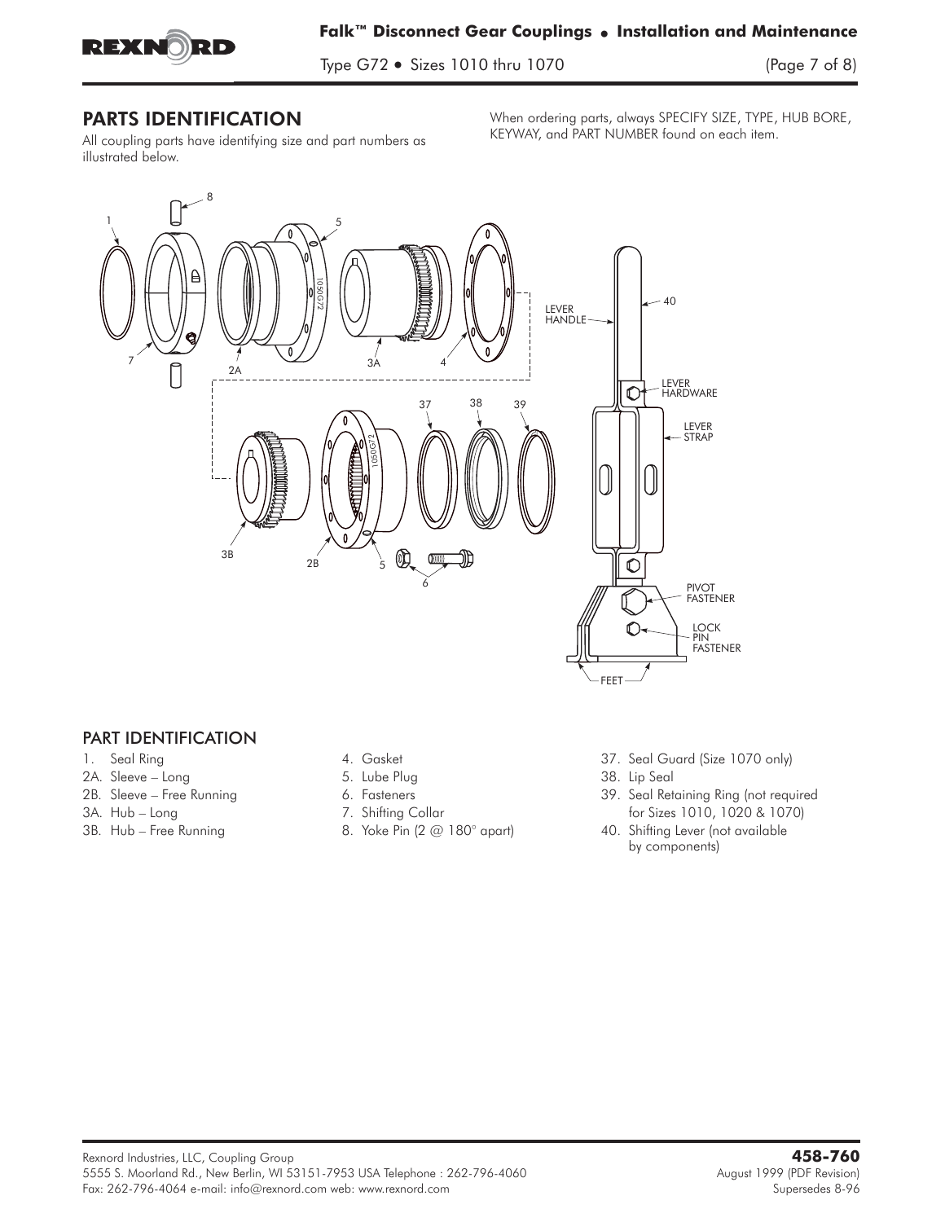## PARTS IDENTIFICATION

All coupling parts have identifying size and part numbers as illustrated below.

When ordering parts, always SPECIFY SIZE, TYPE, HUB BORE, KEYWAY, and PART NUMBER found on each item.

### PART IDENTIFICATION

1. Seal Ring
2A. Sleeve – Long
2B. Sleeve – Free Running
3A. Hub – Long
3B. Hub – Free Running
4. Gasket
5. Lube Plug
6. Fasteners
7. Shifting Collar
8. Yoke Pin (2 @ 180° apart)
37. Seal Guard (Size 1070 only)
38. Lip Seal
39. Seal Retaining Ring (not required for Sizes 1010, 1020 & 1070)
40. Shifting Lever (not available by components)

Rexnord Industries, LLC, Coupling Group
5555 S. Moorland Rd., New Berlin, WI 53151-7953 USA Telephone : 262-796-4060
Fax: 262-796-4064 e-mail: info@rexnord.com web: www.rexnord.com

**458-760**
August 1999 (PDF Revision)
Supersedes 8-96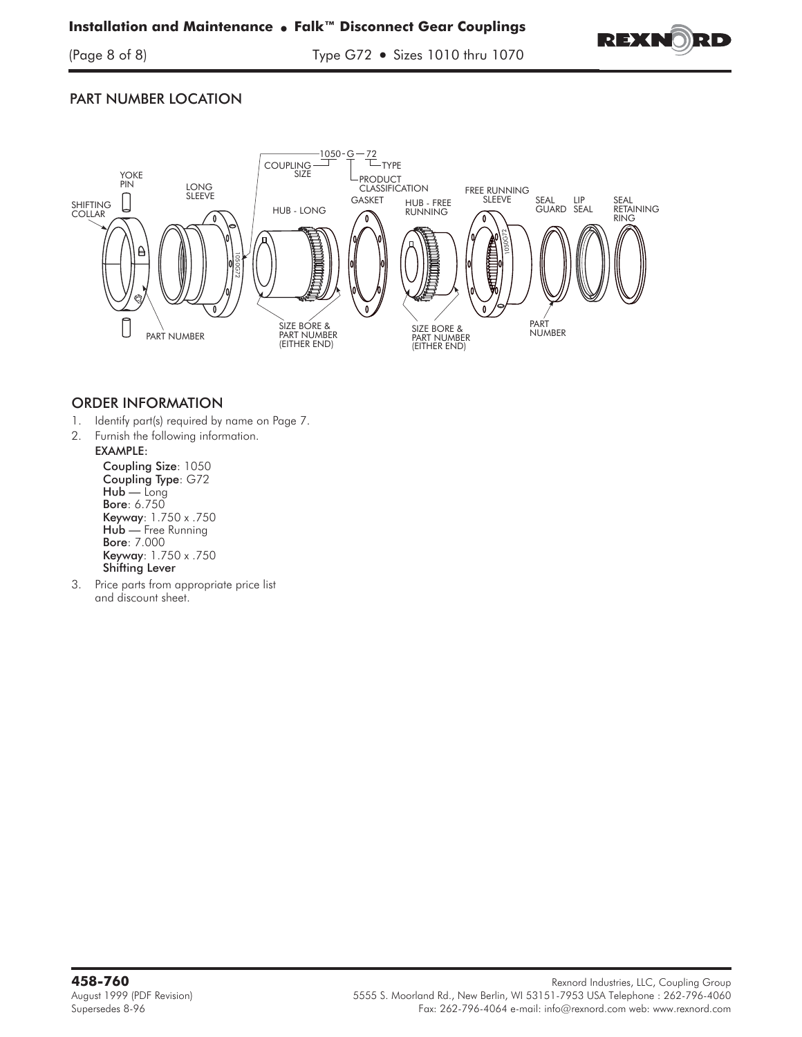## PART NUMBER LOCATION

1050 - G — 72

COUPLING SIZE

TYPE

PRODUCT CLASSIFICATION

YOKE PIN

SHIFTING COLLAR

LONG SLEEVE

HUB - LONG

GASKET

HUB - FREE RUNNING

FREE RUNNING SLEEVE

SEAL GUARD

LIP SEAL

SEAL RETAINING RING

1050G72

1050G72

PART NUMBER

SIZE BORE & PART NUMBER (EITHER END)

SIZE BORE & PART NUMBER (EITHER END)

PART NUMBER

## ORDER INFORMATION

1. Identify part(s) required by name on Page 7.
2. Furnish the following information.

   **EXAMPLE:**

   **Coupling Size**: 1050
   **Coupling Type**: G72
   **Hub** — Long
   **Bore**: 6.750
   **Keyway**: 1.750 x .750
   **Hub** — Free Running
   **Bore**: 7.000
   **Keyway**: 1.750 x .750
   **Shifting Lever**

3. Price parts from appropriate price list and discount sheet.

**458-760**
August 1999 (PDF Revision)
Supersedes 8-96

Rexnord Industries, LLC, Coupling Group
5555 S. Moorland Rd., New Berlin, WI 53151-7953 USA Telephone : 262-796-4060
Fax: 262-796-4064 e-mail: info@rexnord.com web: www.rexnord.com